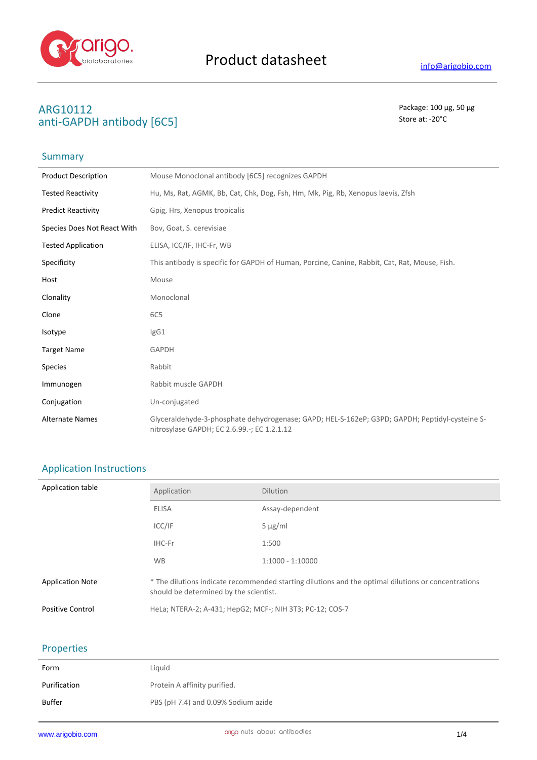# Product datasheet

info@arigobio.com

## ARG10112
## anti-GAPDH antibody [6C5]

Package: 100 μg, 50 μg
Store at: -20°C

## Summary

| | |
|---|---|
| Product Description | Mouse Monoclonal antibody [6C5] recognizes GAPDH |
| Tested Reactivity | Hu, Ms, Rat, AGMK, Bb, Cat, Chk, Dog, Fsh, Hm, Mk, Pig, Rb, Xenopus laevis, Zfsh |
| Predict Reactivity | Gpig, Hrs, Xenopus tropicalis |
| Species Does Not React With | Bov, Goat, S. cerevisiae |
| Tested Application | ELISA, ICC/IF, IHC-Fr, WB |
| Specificity | This antibody is specific for GAPDH of Human, Porcine, Canine, Rabbit, Cat, Rat, Mouse, Fish. |
| Host | Mouse |
| Clonality | Monoclonal |
| Clone | 6C5 |
| Isotype | IgG1 |
| Target Name | GAPDH |
| Species | Rabbit |
| Immunogen | Rabbit muscle GAPDH |
| Conjugation | Un-conjugated |
| Alternate Names | Glyceraldehyde-3-phosphate dehydrogenase; GAPD; HEL-S-162eP; G3PD; GAPDH; Peptidyl-cysteine S-nitrosylase GAPDH; EC 2.6.99.-; EC 1.2.1.12 |

## Application Instructions

Application table

| Application | Dilution |
|---|---|
| ELISA | Assay-dependent |
| ICC/IF | 5 μg/ml |
| IHC-Fr | 1:500 |
| WB | 1:1000 - 1:10000 |

| | |
|---|---|
| Application Note | * The dilutions indicate recommended starting dilutions and the optimal dilutions or concentrations should be determined by the scientist. |
| Positive Control | HeLa; NTERA-2; A-431; HepG2; MCF-; NIH 3T3; PC-12; COS-7 |

## Properties

| | |
|---|---|
| Form | Liquid |
| Purification | Protein A affinity purified. |
| Buffer | PBS (pH 7.4) and 0.09% Sodium azide |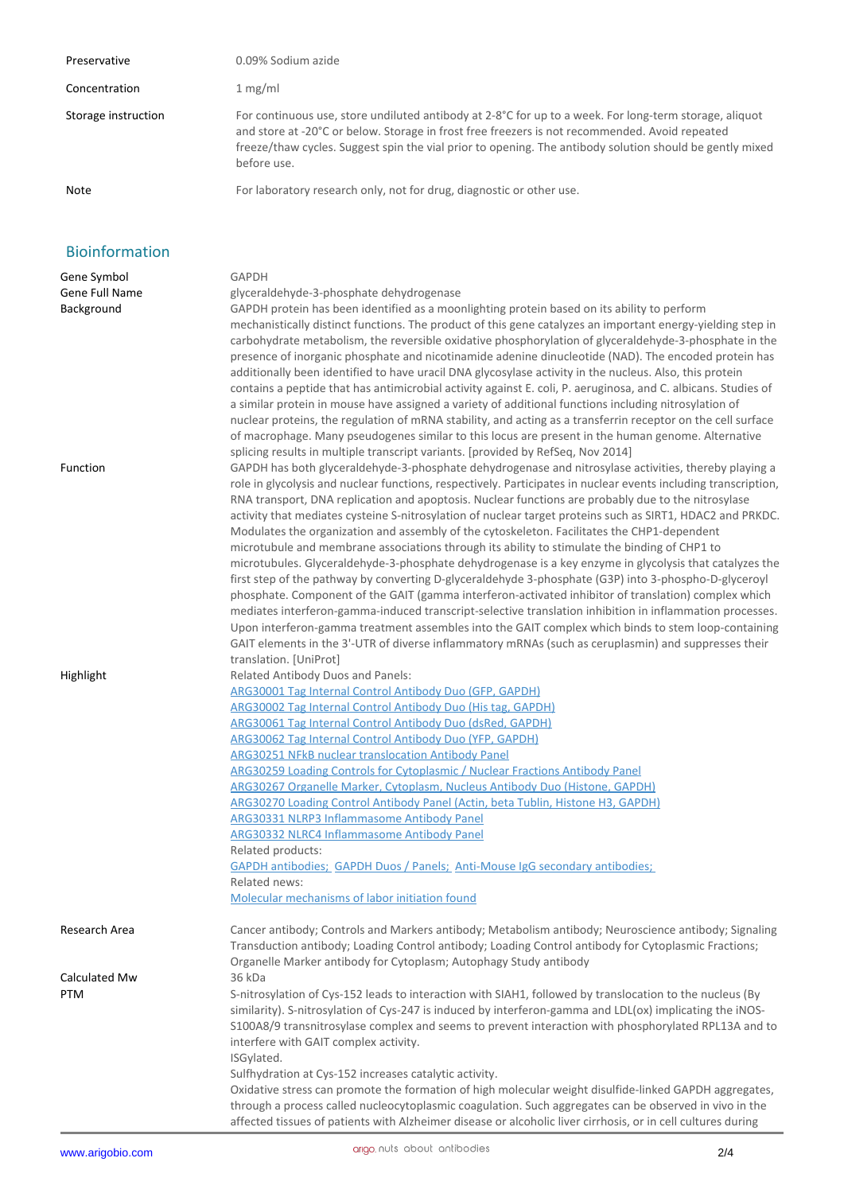| | |
|---|---|
| Preservative | 0.09% Sodium azide |
| Concentration | 1 mg/ml |
| Storage instruction | For continuous use, store undiluted antibody at 2-8°C for up to a week. For long-term storage, aliquot and store at -20°C or below. Storage in frost free freezers is not recommended. Avoid repeated freeze/thaw cycles. Suggest spin the vial prior to opening. The antibody solution should be gently mixed before use. |
| Note | For laboratory research only, not for drug, diagnostic or other use. |

## Bioinformation

| | |
|---|---|
| Gene Symbol | GAPDH |
| Gene Full Name | glyceraldehyde-3-phosphate dehydrogenase |
| Background | GAPDH protein has been identified as a moonlighting protein based on its ability to perform mechanistically distinct functions. The product of this gene catalyzes an important energy-yielding step in carbohydrate metabolism, the reversible oxidative phosphorylation of glyceraldehyde-3-phosphate in the presence of inorganic phosphate and nicotinamide adenine dinucleotide (NAD). The encoded protein has additionally been identified to have uracil DNA glycosylase activity in the nucleus. Also, this protein contains a peptide that has antimicrobial activity against E. coli, P. aeruginosa, and C. albicans. Studies of a similar protein in mouse have assigned a variety of additional functions including nitrosylation of nuclear proteins, the regulation of mRNA stability, and acting as a transferrin receptor on the cell surface of macrophage. Many pseudogenes similar to this locus are present in the human genome. Alternative splicing results in multiple transcript variants. [provided by RefSeq, Nov 2014] |
| Function | GAPDH has both glyceraldehyde-3-phosphate dehydrogenase and nitrosylase activities, thereby playing a role in glycolysis and nuclear functions, respectively. Participates in nuclear events including transcription, RNA transport, DNA replication and apoptosis. Nuclear functions are probably due to the nitrosylase activity that mediates cysteine S-nitrosylation of nuclear target proteins such as SIRT1, HDAC2 and PRKDC. Modulates the organization and assembly of the cytoskeleton. Facilitates the CHP1-dependent microtubule and membrane associations through its ability to stimulate the binding of CHP1 to microtubules. Glyceraldehyde-3-phosphate dehydrogenase is a key enzyme in glycolysis that catalyzes the first step of the pathway by converting D-glyceraldehyde 3-phosphate (G3P) into 3-phospho-D-glyceroyl phosphate. Component of the GAIT (gamma interferon-activated inhibitor of translation) complex which mediates interferon-gamma-induced transcript-selective translation inhibition in inflammation processes. Upon interferon-gamma treatment assembles into the GAIT complex which binds to stem loop-containing GAIT elements in the 3'-UTR of diverse inflammatory mRNAs (such as ceruplasmin) and suppresses their translation. [UniProt] |
| Highlight | Related Antibody Duos and Panels:<br>ARG30001 Tag Internal Control Antibody Duo (GFP, GAPDH)<br>ARG30002 Tag Internal Control Antibody Duo (His tag, GAPDH)<br>ARG30061 Tag Internal Control Antibody Duo (dsRed, GAPDH)<br>ARG30062 Tag Internal Control Antibody Duo (YFP, GAPDH)<br>ARG30251 NFkB nuclear translocation Antibody Panel<br>ARG30259 Loading Controls for Cytoplasmic / Nuclear Fractions Antibody Panel<br>ARG30267 Organelle Marker, Cytoplasm, Nucleus Antibody Duo (Histone, GAPDH)<br>ARG30270 Loading Control Antibody Panel (Actin, beta Tublin, Histone H3, GAPDH)<br>ARG30331 NLRP3 Inflammasome Antibody Panel<br>ARG30332 NLRC4 Inflammasome Antibody Panel<br>Related products:<br>GAPDH antibodies; GAPDH Duos / Panels; Anti-Mouse IgG secondary antibodies;<br>Related news:<br>Molecular mechanisms of labor initiation found |
| Research Area | Cancer antibody; Controls and Markers antibody; Metabolism antibody; Neuroscience antibody; Signaling Transduction antibody; Loading Control antibody; Loading Control antibody for Cytoplasmic Fractions; Organelle Marker antibody for Cytoplasm; Autophagy Study antibody |
| Calculated Mw | 36 kDa |
| PTM | S-nitrosylation of Cys-152 leads to interaction with SIAH1, followed by translocation to the nucleus (By similarity). S-nitrosylation of Cys-247 is induced by interferon-gamma and LDL(ox) implicating the iNOS-S100A8/9 transnitrosylase complex and seems to prevent interaction with phosphorylated RPL13A and to interfere with GAIT complex activity.<br>ISGylated.<br>Sulfhydration at Cys-152 increases catalytic activity.<br>Oxidative stress can promote the formation of high molecular weight disulfide-linked GAPDH aggregates, through a process called nucleocytoplasmic coagulation. Such aggregates can be observed in vivo in the affected tissues of patients with Alzheimer disease or alcoholic liver cirrhosis, or in cell cultures during |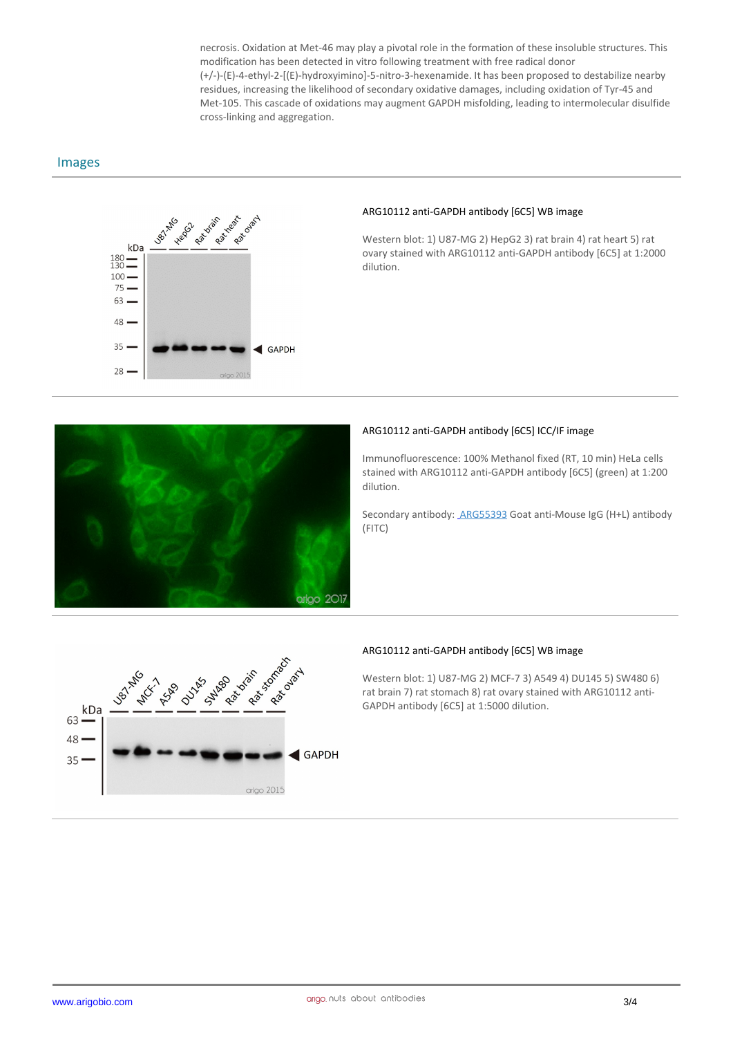necrosis. Oxidation at Met-46 may play a pivotal role in the formation of these insoluble structures. This modification has been detected in vitro following treatment with free radical donor (+/-)-(E)-4-ethyl-2-[(E)-hydroxyimino]-5-nitro-3-hexenamide. It has been proposed to destabilize nearby residues, increasing the likelihood of secondary oxidative damages, including oxidation of Tyr-45 and Met-105. This cascade of oxidations may augment GAPDH misfolding, leading to intermolecular disulfide cross-linking and aggregation.

## Images

**ARG10112 anti-GAPDH antibody [6C5] WB image**

Western blot: 1) U87-MG 2) HepG2 3) rat brain 4) rat heart 5) rat ovary stained with ARG10112 anti-GAPDH antibody [6C5] at 1:2000 dilution.

**ARG10112 anti-GAPDH antibody [6C5] ICC/IF image**

Immunofluorescence: 100% Methanol fixed (RT, 10 min) HeLa cells stained with ARG10112 anti-GAPDH antibody [6C5] (green) at 1:200 dilution.

Secondary antibody: ARG55393 Goat anti-Mouse IgG (H+L) antibody (FITC)

**ARG10112 anti-GAPDH antibody [6C5] WB image**

Western blot: 1) U87-MG 2) MCF-7 3) A549 4) DU145 5) SW480 6) rat brain 7) rat stomach 8) rat ovary stained with ARG10112 anti-GAPDH antibody [6C5] at 1:5000 dilution.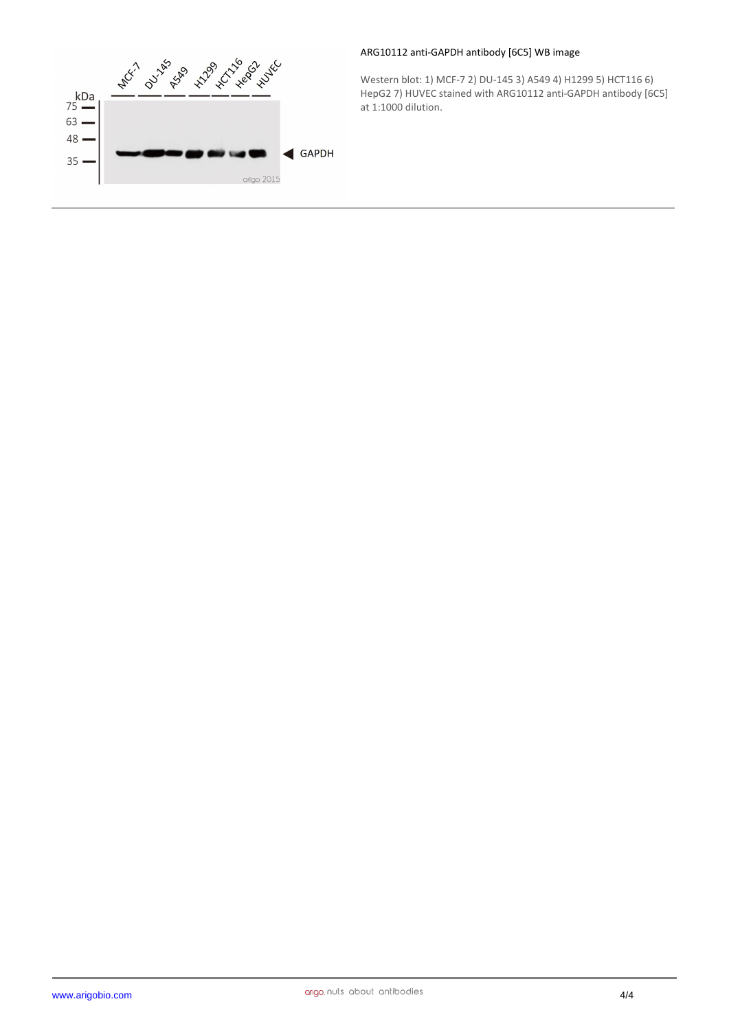kDa

75

63

48

35

MCF-7 DU-145 A549 H1299 HCT116 HepG2 HUVEC

GAPDH

arigo 2015

ARG10112 anti-GAPDH antibody [6C5] WB image

Western blot: 1) MCF-7 2) DU-145 3) A549 4) H1299 5) HCT116 6) HepG2 7) HUVEC stained with ARG10112 anti-GAPDH antibody [6C5] at 1:1000 dilution.